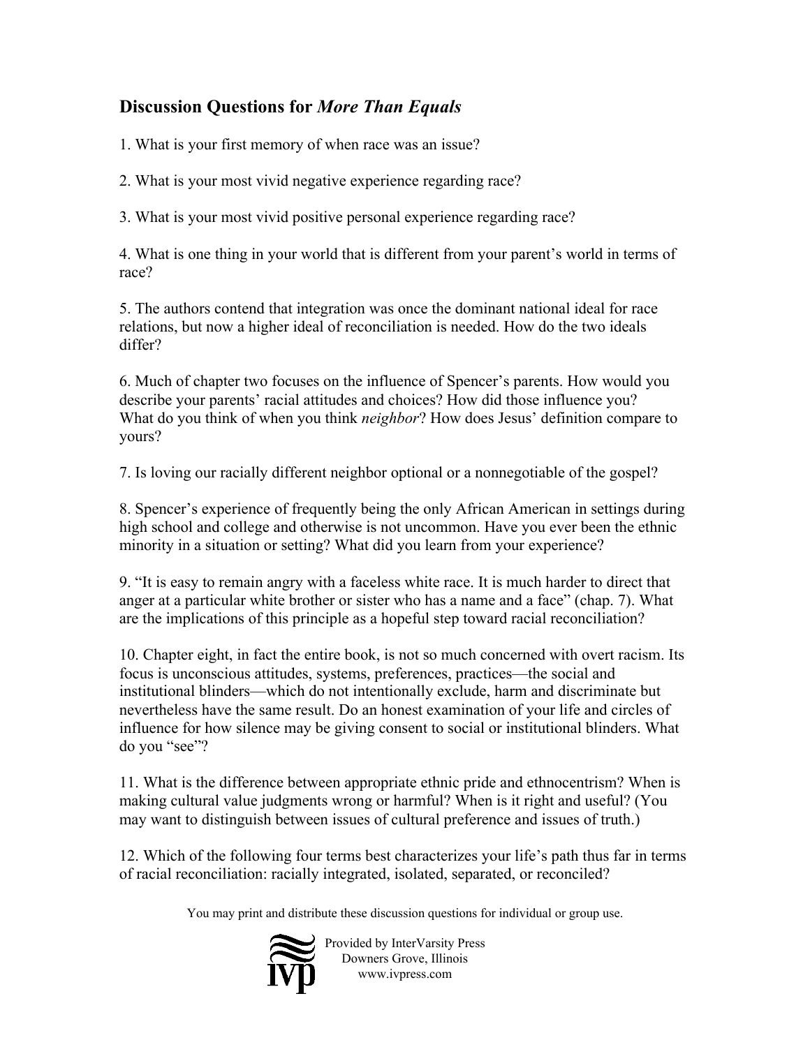## Discussion Questions for *More Than Equals*

1. What is your first memory of when race was an issue?

2. What is your most vivid negative experience regarding race?

3. What is your most vivid positive personal experience regarding race?

4. What is one thing in your world that is different from your parent's world in terms of race?

5. The authors contend that integration was once the dominant national ideal for race relations, but now a higher ideal of reconciliation is needed. How do the two ideals differ?

6. Much of chapter two focuses on the influence of Spencer's parents. How would you describe your parents' racial attitudes and choices? How did those influence you? What do you think of when you think *neighbor*? How does Jesus' definition compare to yours?

7. Is loving our racially different neighbor optional or a nonnegotiable of the gospel?

8. Spencer's experience of frequently being the only African American in settings during high school and college and otherwise is not uncommon. Have you ever been the ethnic minority in a situation or setting? What did you learn from your experience?

9. "It is easy to remain angry with a faceless white race. It is much harder to direct that anger at a particular white brother or sister who has a name and a face" (chap. 7). What are the implications of this principle as a hopeful step toward racial reconciliation?

10. Chapter eight, in fact the entire book, is not so much concerned with overt racism. Its focus is unconscious attitudes, systems, preferences, practices—the social and institutional blinders—which do not intentionally exclude, harm and discriminate but nevertheless have the same result. Do an honest examination of your life and circles of influence for how silence may be giving consent to social or institutional blinders. What do you "see"?

11. What is the difference between appropriate ethnic pride and ethnocentrism? When is making cultural value judgments wrong or harmful? When is it right and useful? (You may want to distinguish between issues of cultural preference and issues of truth.)

12. Which of the following four terms best characterizes your life's path thus far in terms of racial reconciliation: racially integrated, isolated, separated, or reconciled?

You may print and distribute these discussion questions for individual or group use.

Provided by InterVarsity Press
Downers Grove, Illinois
www.ivpress.com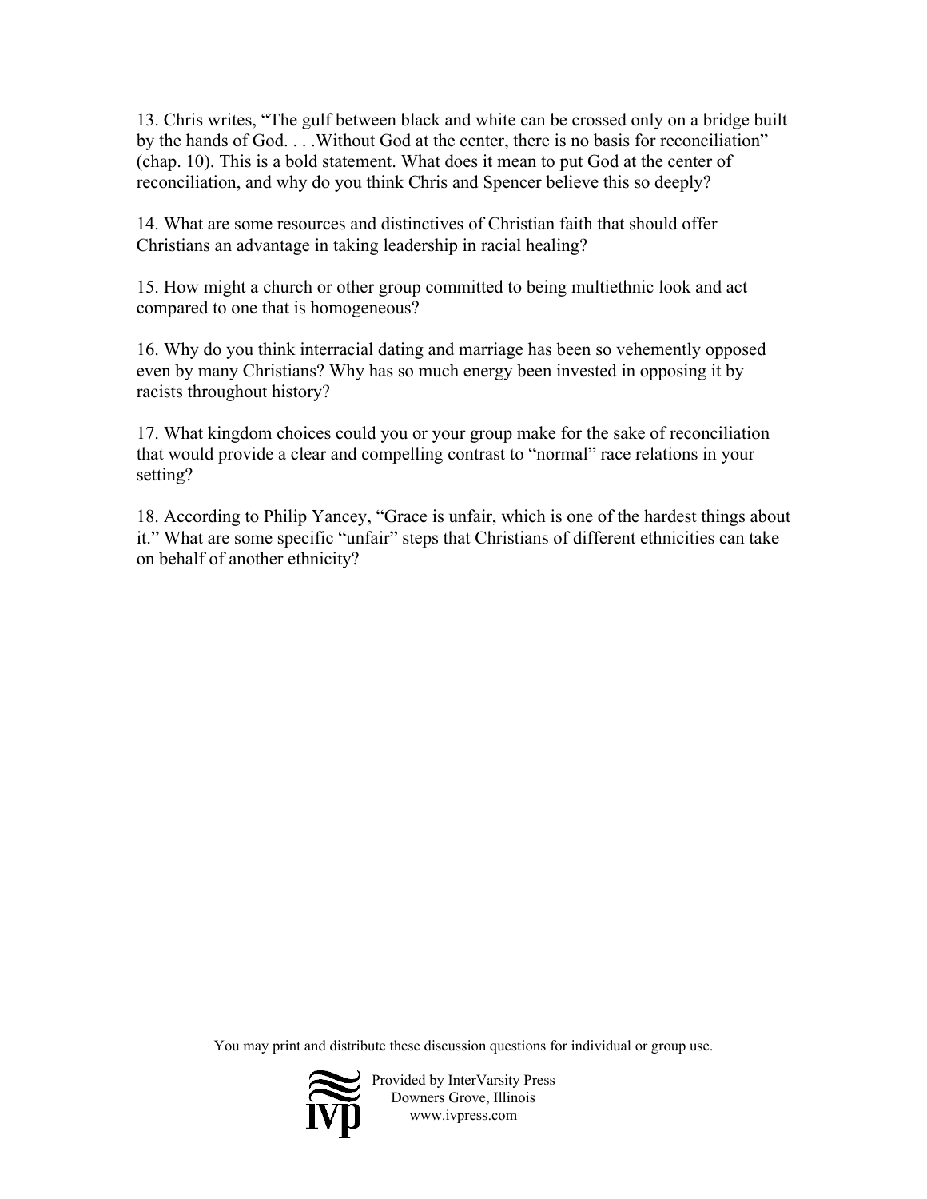13. Chris writes, “The gulf between black and white can be crossed only on a bridge built by the hands of God. . . .Without God at the center, there is no basis for reconciliation” (chap. 10). This is a bold statement. What does it mean to put God at the center of reconciliation, and why do you think Chris and Spencer believe this so deeply?

14. What are some resources and distinctives of Christian faith that should offer Christians an advantage in taking leadership in racial healing?

15. How might a church or other group committed to being multiethnic look and act compared to one that is homogeneous?

16. Why do you think interracial dating and marriage has been so vehemently opposed even by many Christians? Why has so much energy been invested in opposing it by racists throughout history?

17. What kingdom choices could you or your group make for the sake of reconciliation that would provide a clear and compelling contrast to “normal” race relations in your setting?

18. According to Philip Yancey, “Grace is unfair, which is one of the hardest things about it.” What are some specific “unfair” steps that Christians of different ethnicities can take on behalf of another ethnicity?

You may print and distribute these discussion questions for individual or group use.

Provided by InterVarsity Press
Downers Grove, Illinois
www.ivpress.com